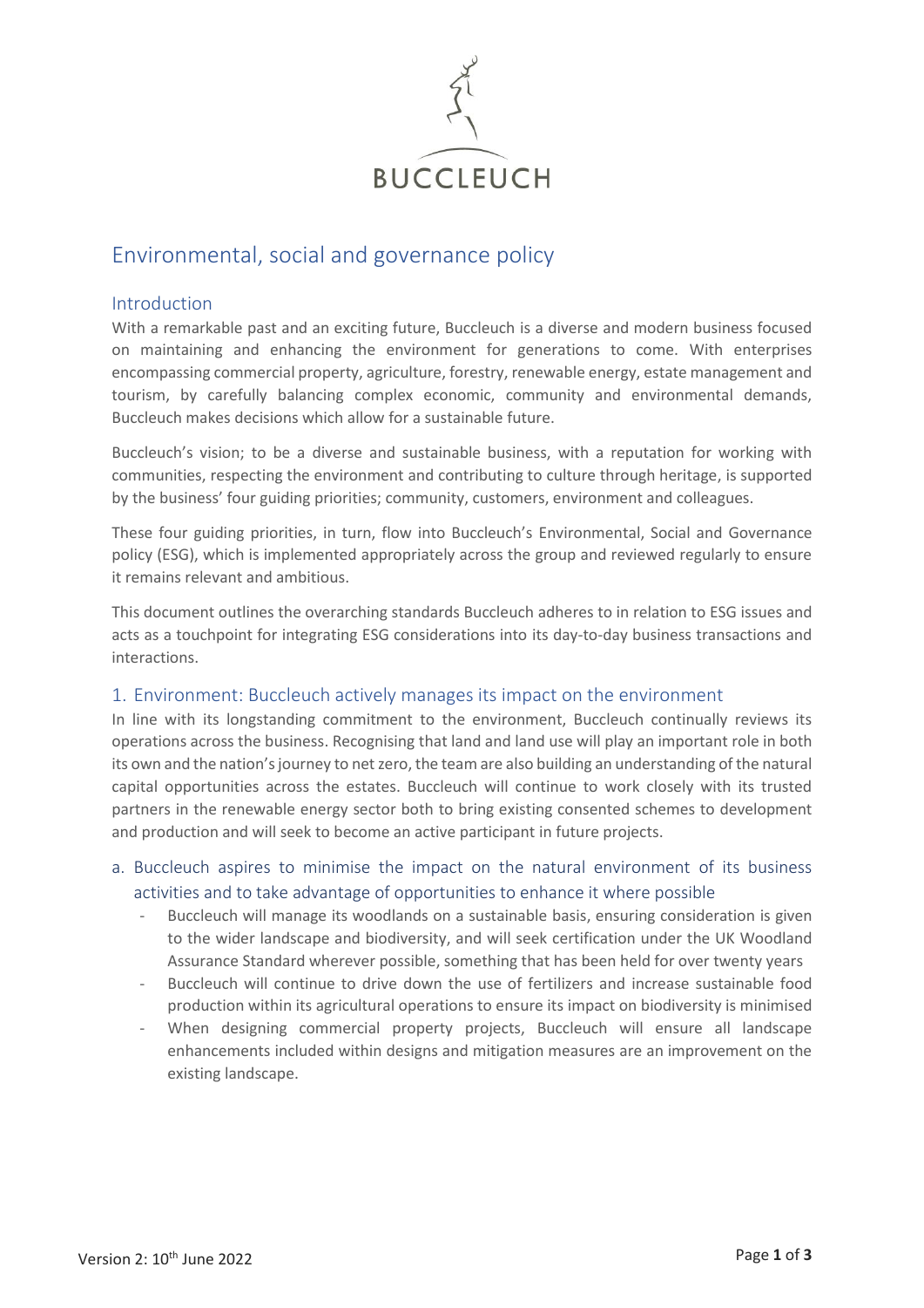BUCCLEUCH

# Environmental, social and governance policy

## Introduction

With a remarkable past and an exciting future, Buccleuch is a diverse and modern business focused on maintaining and enhancing the environment for generations to come. With enterprises encompassing commercial property, agriculture, forestry, renewable energy, estate management and tourism, by carefully balancing complex economic, community and environmental demands, Buccleuch makes decisions which allow for a sustainable future.

Buccleuch's vision; to be a diverse and sustainable business, with a reputation for working with communities, respecting the environment and contributing to culture through heritage, is supported by the business' four guiding priorities; community, customers, environment and colleagues.

These four guiding priorities, in turn, flow into Buccleuch's Environmental, Social and Governance policy (ESG), which is implemented appropriately across the group and reviewed regularly to ensure it remains relevant and ambitious.

This document outlines the overarching standards Buccleuch adheres to in relation to ESG issues and acts as a touchpoint for integrating ESG considerations into its day-to-day business transactions and interactions.

## 1. Environment: Buccleuch actively manages its impact on the environment

In line with its longstanding commitment to the environment, Buccleuch continually reviews its operations across the business. Recognising that land and land use will play an important role in both its own and the nation's journey to net zero, the team are also building an understanding of the natural capital opportunities across the estates. Buccleuch will continue to work closely with its trusted partners in the renewable energy sector both to bring existing consented schemes to development and production and will seek to become an active participant in future projects.

### a. Buccleuch aspires to minimise the impact on the natural environment of its business activities and to take advantage of opportunities to enhance it where possible

- Buccleuch will manage its woodlands on a sustainable basis, ensuring consideration is given to the wider landscape and biodiversity, and will seek certification under the UK Woodland Assurance Standard wherever possible, something that has been held for over twenty years
- Buccleuch will continue to drive down the use of fertilizers and increase sustainable food production within its agricultural operations to ensure its impact on biodiversity is minimised
- When designing commercial property projects, Buccleuch will ensure all landscape enhancements included within designs and mitigation measures are an improvement on the existing landscape.

Version 2: 10th June 2022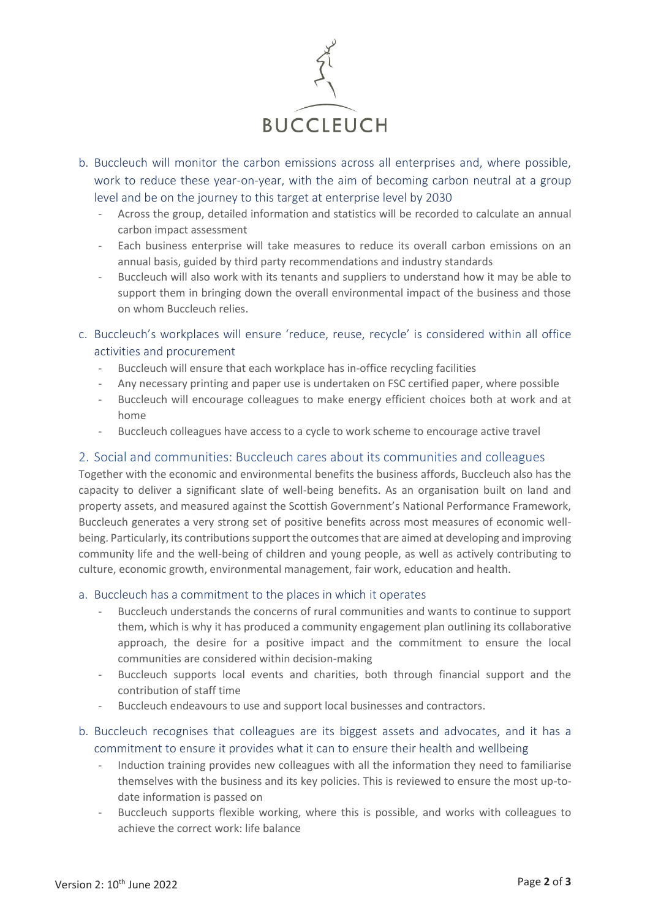b. Buccleuch will monitor the carbon emissions across all enterprises and, where possible, work to reduce these year-on-year, with the aim of becoming carbon neutral at a group level and be on the journey to this target at enterprise level by 2030

- Across the group, detailed information and statistics will be recorded to calculate an annual carbon impact assessment
- Each business enterprise will take measures to reduce its overall carbon emissions on an annual basis, guided by third party recommendations and industry standards
- Buccleuch will also work with its tenants and suppliers to understand how it may be able to support them in bringing down the overall environmental impact of the business and those on whom Buccleuch relies.

c. Buccleuch's workplaces will ensure 'reduce, reuse, recycle' is considered within all office activities and procurement

- Buccleuch will ensure that each workplace has in-office recycling facilities
- Any necessary printing and paper use is undertaken on FSC certified paper, where possible
- Buccleuch will encourage colleagues to make energy efficient choices both at work and at home
- Buccleuch colleagues have access to a cycle to work scheme to encourage active travel

## 2. Social and communities: Buccleuch cares about its communities and colleagues

Together with the economic and environmental benefits the business affords, Buccleuch also has the capacity to deliver a significant slate of well-being benefits. As an organisation built on land and property assets, and measured against the Scottish Government's National Performance Framework, Buccleuch generates a very strong set of positive benefits across most measures of economic well-being. Particularly, its contributions support the outcomes that are aimed at developing and improving community life and the well-being of children and young people, as well as actively contributing to culture, economic growth, environmental management, fair work, education and health.

a. Buccleuch has a commitment to the places in which it operates

- Buccleuch understands the concerns of rural communities and wants to continue to support them, which is why it has produced a community engagement plan outlining its collaborative approach, the desire for a positive impact and the commitment to ensure the local communities are considered within decision-making
- Buccleuch supports local events and charities, both through financial support and the contribution of staff time
- Buccleuch endeavours to use and support local businesses and contractors.

b. Buccleuch recognises that colleagues are its biggest assets and advocates, and it has a commitment to ensure it provides what it can to ensure their health and wellbeing

- Induction training provides new colleagues with all the information they need to familiarise themselves with the business and its key policies. This is reviewed to ensure the most up-to-date information is passed on
- Buccleuch supports flexible working, where this is possible, and works with colleagues to achieve the correct work: life balance

Version 2: 10th June 2022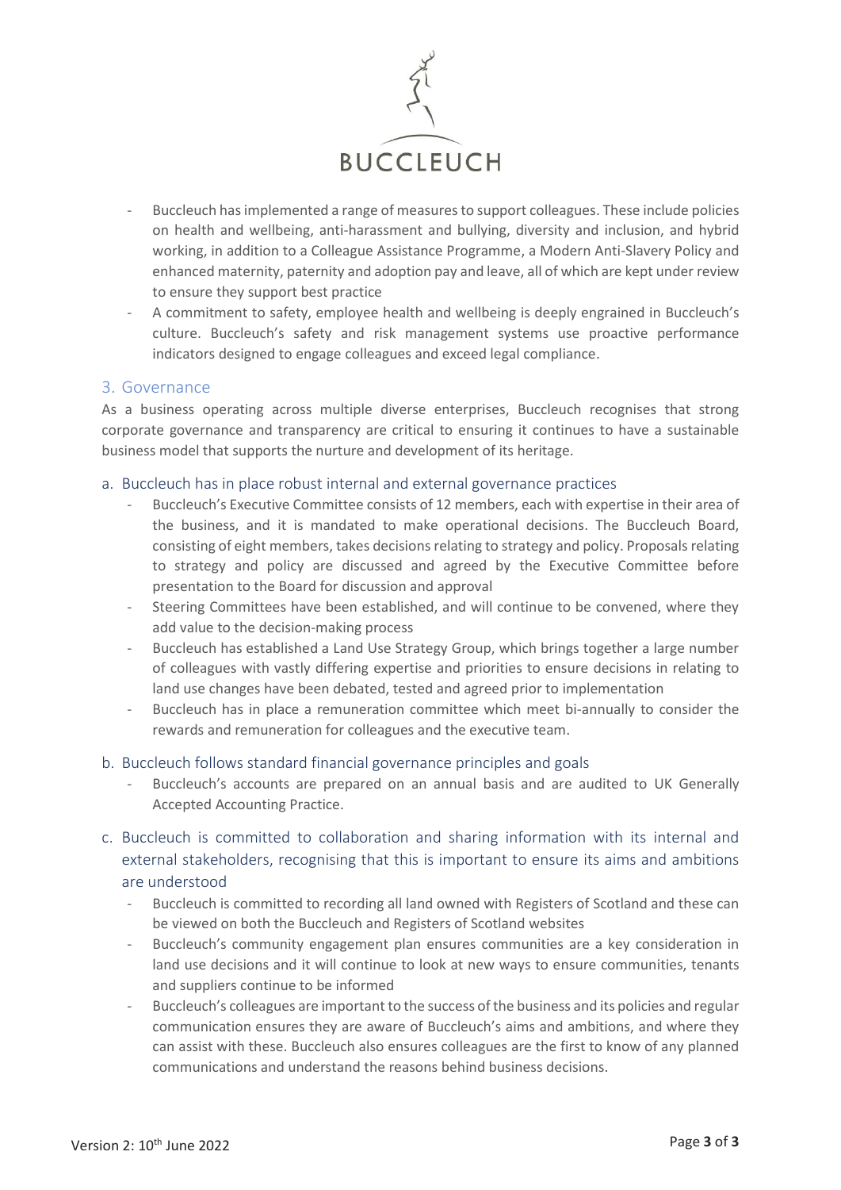- Buccleuch has implemented a range of measures to support colleagues. These include policies on health and wellbeing, anti-harassment and bullying, diversity and inclusion, and hybrid working, in addition to a Colleague Assistance Programme, a Modern Anti-Slavery Policy and enhanced maternity, paternity and adoption pay and leave, all of which are kept under review to ensure they support best practice
- A commitment to safety, employee health and wellbeing is deeply engrained in Buccleuch's culture. Buccleuch's safety and risk management systems use proactive performance indicators designed to engage colleagues and exceed legal compliance.

## 3. Governance

As a business operating across multiple diverse enterprises, Buccleuch recognises that strong corporate governance and transparency are critical to ensuring it continues to have a sustainable business model that supports the nurture and development of its heritage.

### a. Buccleuch has in place robust internal and external governance practices

- Buccleuch's Executive Committee consists of 12 members, each with expertise in their area of the business, and it is mandated to make operational decisions. The Buccleuch Board, consisting of eight members, takes decisions relating to strategy and policy. Proposals relating to strategy and policy are discussed and agreed by the Executive Committee before presentation to the Board for discussion and approval
- Steering Committees have been established, and will continue to be convened, where they add value to the decision-making process
- Buccleuch has established a Land Use Strategy Group, which brings together a large number of colleagues with vastly differing expertise and priorities to ensure decisions in relating to land use changes have been debated, tested and agreed prior to implementation
- Buccleuch has in place a remuneration committee which meet bi-annually to consider the rewards and remuneration for colleagues and the executive team.

### b. Buccleuch follows standard financial governance principles and goals

- Buccleuch's accounts are prepared on an annual basis and are audited to UK Generally Accepted Accounting Practice.

### c. Buccleuch is committed to collaboration and sharing information with its internal and external stakeholders, recognising that this is important to ensure its aims and ambitions are understood

- Buccleuch is committed to recording all land owned with Registers of Scotland and these can be viewed on both the Buccleuch and Registers of Scotland websites
- Buccleuch's community engagement plan ensures communities are a key consideration in land use decisions and it will continue to look at new ways to ensure communities, tenants and suppliers continue to be informed
- Buccleuch's colleagues are important to the success of the business and its policies and regular communication ensures they are aware of Buccleuch's aims and ambitions, and where they can assist with these. Buccleuch also ensures colleagues are the first to know of any planned communications and understand the reasons behind business decisions.

Version 2: 10th June 2022